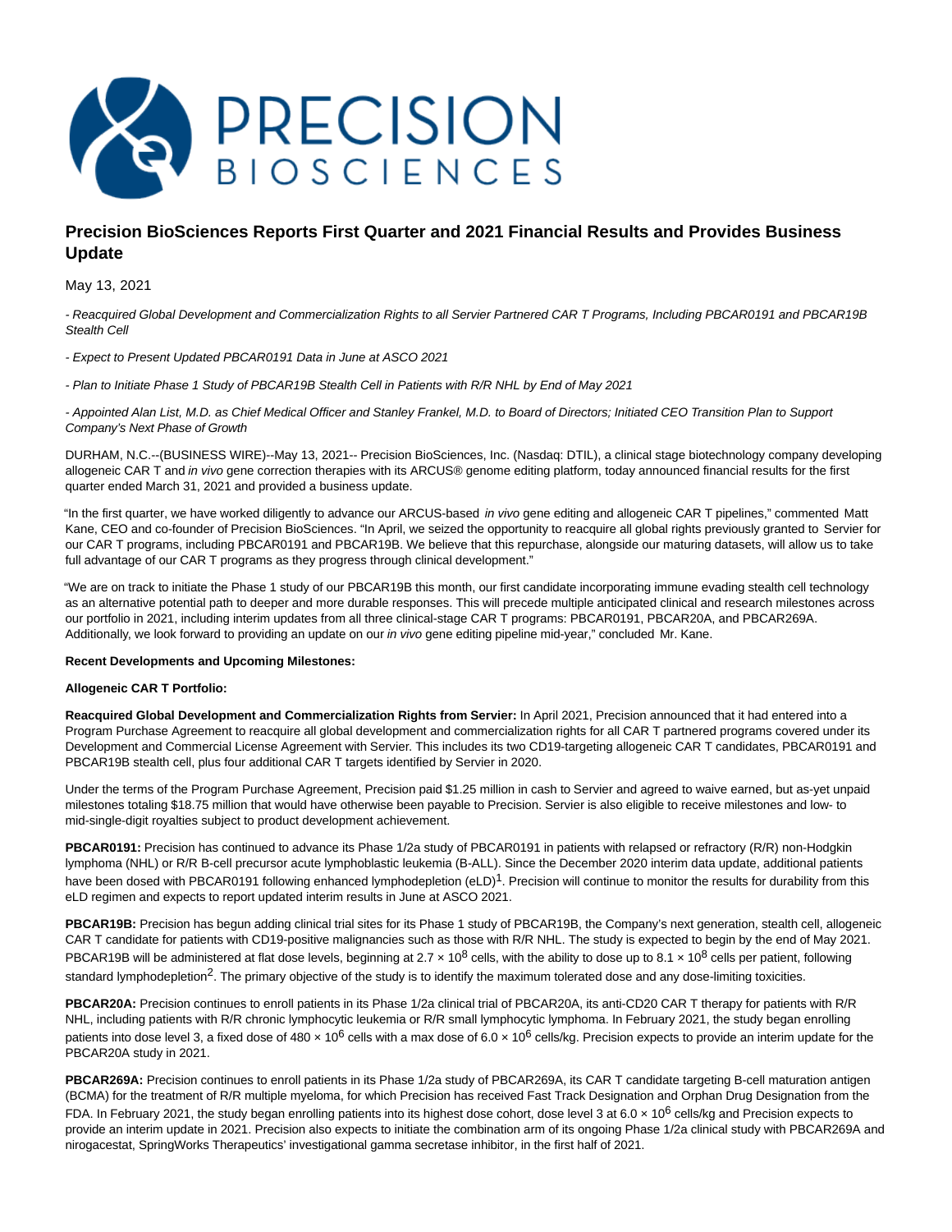# Precision BioSciences Reports First Quarter and 2021 Financial Results and Provides Business Update

May 13, 2021

*- Reacquired Global Development and Commercialization Rights to all Servier Partnered CAR T Programs, Including PBCAR0191 and PBCAR19B Stealth Cell*

*- Expect to Present Updated PBCAR0191 Data in June at ASCO 2021*

*- Plan to Initiate Phase 1 Study of PBCAR19B Stealth Cell in Patients with R/R NHL by End of May 2021*

*- Appointed Alan List, M.D. as Chief Medical Officer and Stanley Frankel, M.D. to Board of Directors; Initiated CEO Transition Plan to Support Company's Next Phase of Growth*

DURHAM, N.C.--(BUSINESS WIRE)--May 13, 2021-- Precision BioSciences, Inc. (Nasdaq: DTIL), a clinical stage biotechnology company developing allogeneic CAR T and *in vivo* gene correction therapies with its ARCUS® genome editing platform, today announced financial results for the first quarter ended March 31, 2021 and provided a business update.

"In the first quarter, we have worked diligently to advance our ARCUS-based *in vivo* gene editing and allogeneic CAR T pipelines," commented Matt Kane, CEO and co-founder of Precision BioSciences. "In April, we seized the opportunity to reacquire all global rights previously granted to Servier for our CAR T programs, including PBCAR0191 and PBCAR19B. We believe that this repurchase, alongside our maturing datasets, will allow us to take full advantage of our CAR T programs as they progress through clinical development."

"We are on track to initiate the Phase 1 study of our PBCAR19B this month, our first candidate incorporating immune evading stealth cell technology as an alternative potential path to deeper and more durable responses. This will precede multiple anticipated clinical and research milestones across our portfolio in 2021, including interim updates from all three clinical-stage CAR T programs: PBCAR0191, PBCAR20A, and PBCAR269A. Additionally, we look forward to providing an update on our *in vivo* gene editing pipeline mid-year," concluded Mr. Kane.

**Recent Developments and Upcoming Milestones:**

**Allogeneic CAR T Portfolio:**

**Reacquired Global Development and Commercialization Rights from Servier:** In April 2021, Precision announced that it had entered into a Program Purchase Agreement to reacquire all global development and commercialization rights for all CAR T partnered programs covered under its Development and Commercial License Agreement with Servier. This includes its two CD19-targeting allogeneic CAR T candidates, PBCAR0191 and PBCAR19B stealth cell, plus four additional CAR T targets identified by Servier in 2020.

Under the terms of the Program Purchase Agreement, Precision paid $1.25 million in cash to Servier and agreed to waive earned, but as-yet unpaid milestones totaling $18.75 million that would have otherwise been payable to Precision. Servier is also eligible to receive milestones and low- to mid-single-digit royalties subject to product development achievement.

**PBCAR0191:** Precision has continued to advance its Phase 1/2a study of PBCAR0191 in patients with relapsed or refractory (R/R) non-Hodgkin lymphoma (NHL) or R/R B-cell precursor acute lymphoblastic leukemia (B-ALL). Since the December 2020 interim data update, additional patients have been dosed with PBCAR0191 following enhanced lymphodepletion (eLD)[1]. Precision will continue to monitor the results for durability from this eLD regimen and expects to report updated interim results in June at ASCO 2021.

**PBCAR19B:** Precision has begun adding clinical trial sites for its Phase 1 study of PBCAR19B, the Company's next generation, stealth cell, allogeneic CAR T candidate for patients with CD19-positive malignancies such as those with R/R NHL. The study is expected to begin by the end of May 2021. PBCAR19B will be administered at flat dose levels, beginning at $2.7 \times 10^8$ cells, with the ability to dose up to $8.1 \times 10^8$ cells per patient, following standard lymphodepletion[2]. The primary objective of the study is to identify the maximum tolerated dose and any dose-limiting toxicities.

**PBCAR20A:** Precision continues to enroll patients in its Phase 1/2a clinical trial of PBCAR20A, its anti-CD20 CAR T therapy for patients with R/R NHL, including patients with R/R chronic lymphocytic leukemia or R/R small lymphocytic lymphoma. In February 2021, the study began enrolling patients into dose level 3, a fixed dose of $480 \times 10^6$ cells with a max dose of $6.0 \times 10^6$ cells/kg. Precision expects to provide an interim update for the PBCAR20A study in 2021.

**PBCAR269A:** Precision continues to enroll patients in its Phase 1/2a study of PBCAR269A, its CAR T candidate targeting B-cell maturation antigen (BCMA) for the treatment of R/R multiple myeloma, for which Precision has received Fast Track Designation and Orphan Drug Designation from the FDA. In February 2021, the study began enrolling patients into its highest dose cohort, dose level 3 at $6.0 \times 10^6$ cells/kg and Precision expects to provide an interim update in 2021. Precision also expects to initiate the combination arm of its ongoing Phase 1/2a clinical study with PBCAR269A and nirogacestat, SpringWorks Therapeutics' investigational gamma secretase inhibitor, in the first half of 2021.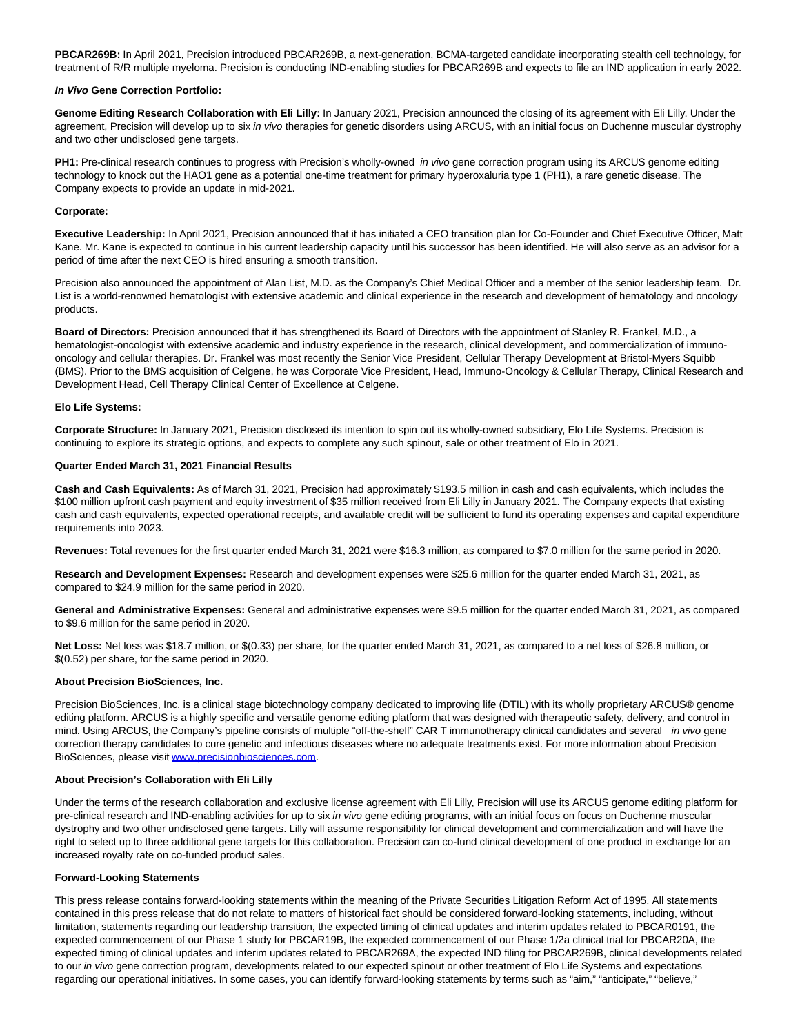**PBCAR269B:** In April 2021, Precision introduced PBCAR269B, a next-generation, BCMA-targeted candidate incorporating stealth cell technology, for treatment of R/R multiple myeloma. Precision is conducting IND-enabling studies for PBCAR269B and expects to file an IND application in early 2022.

***In Vivo*** **Gene Correction Portfolio:**

**Genome Editing Research Collaboration with Eli Lilly:** In January 2021, Precision announced the closing of its agreement with Eli Lilly. Under the agreement, Precision will develop up to six *in vivo* therapies for genetic disorders using ARCUS, with an initial focus on Duchenne muscular dystrophy and two other undisclosed gene targets.

**PH1:** Pre-clinical research continues to progress with Precision's wholly-owned *in vivo* gene correction program using its ARCUS genome editing technology to knock out the HAO1 gene as a potential one-time treatment for primary hyperoxaluria type 1 (PH1), a rare genetic disease. The Company expects to provide an update in mid-2021.

**Corporate:**

**Executive Leadership:** In April 2021, Precision announced that it has initiated a CEO transition plan for Co-Founder and Chief Executive Officer, Matt Kane. Mr. Kane is expected to continue in his current leadership capacity until his successor has been identified. He will also serve as an advisor for a period of time after the next CEO is hired ensuring a smooth transition.

Precision also announced the appointment of Alan List, M.D. as the Company's Chief Medical Officer and a member of the senior leadership team. Dr. List is a world-renowned hematologist with extensive academic and clinical experience in the research and development of hematology and oncology products.

**Board of Directors:** Precision announced that it has strengthened its Board of Directors with the appointment of Stanley R. Frankel, M.D., a hematologist-oncologist with extensive academic and industry experience in the research, clinical development, and commercialization of immuno-oncology and cellular therapies. Dr. Frankel was most recently the Senior Vice President, Cellular Therapy Development at Bristol-Myers Squibb (BMS). Prior to the BMS acquisition of Celgene, he was Corporate Vice President, Head, Immuno-Oncology & Cellular Therapy, Clinical Research and Development Head, Cell Therapy Clinical Center of Excellence at Celgene.

**Elo Life Systems:**

**Corporate Structure:** In January 2021, Precision disclosed its intention to spin out its wholly-owned subsidiary, Elo Life Systems. Precision is continuing to explore its strategic options, and expects to complete any such spinout, sale or other treatment of Elo in 2021.

**Quarter Ended March 31, 2021 Financial Results**

**Cash and Cash Equivalents:** As of March 31, 2021, Precision had approximately $193.5 million in cash and cash equivalents, which includes the $100 million upfront cash payment and equity investment of $35 million received from Eli Lilly in January 2021. The Company expects that existing cash and cash equivalents, expected operational receipts, and available credit will be sufficient to fund its operating expenses and capital expenditure requirements into 2023.

**Revenues:** Total revenues for the first quarter ended March 31, 2021 were $16.3 million, as compared to $7.0 million for the same period in 2020.

**Research and Development Expenses:** Research and development expenses were $25.6 million for the quarter ended March 31, 2021, as compared to $24.9 million for the same period in 2020.

**General and Administrative Expenses:** General and administrative expenses were $9.5 million for the quarter ended March 31, 2021, as compared to $9.6 million for the same period in 2020.

**Net Loss:** Net loss was $18.7 million, or $(0.33) per share, for the quarter ended March 31, 2021, as compared to a net loss of $26.8 million, or $(0.52) per share, for the same period in 2020.

**About Precision BioSciences, Inc.**

Precision BioSciences, Inc. is a clinical stage biotechnology company dedicated to improving life (DTIL) with its wholly proprietary ARCUS® genome editing platform. ARCUS is a highly specific and versatile genome editing platform that was designed with therapeutic safety, delivery, and control in mind. Using ARCUS, the Company's pipeline consists of multiple "off-the-shelf" CAR T immunotherapy clinical candidates and several *in vivo* gene correction therapy candidates to cure genetic and infectious diseases where no adequate treatments exist. For more information about Precision BioSciences, please visit [www.precisionbiosciences.com](http://www.precisionbiosciences.com).

**About Precision's Collaboration with Eli Lilly**

Under the terms of the research collaboration and exclusive license agreement with Eli Lilly, Precision will use its ARCUS genome editing platform for pre-clinical research and IND-enabling activities for up to six *in vivo* gene editing programs, with an initial focus on focus on Duchenne muscular dystrophy and two other undisclosed gene targets. Lilly will assume responsibility for clinical development and commercialization and will have the right to select up to three additional gene targets for this collaboration. Precision can co-fund clinical development of one product in exchange for an increased royalty rate on co-funded product sales.

**Forward-Looking Statements**

This press release contains forward-looking statements within the meaning of the Private Securities Litigation Reform Act of 1995. All statements contained in this press release that do not relate to matters of historical fact should be considered forward-looking statements, including, without limitation, statements regarding our leadership transition, the expected timing of clinical updates and interim updates related to PBCAR0191, the expected commencement of our Phase 1 study for PBCAR19B, the expected commencement of our Phase 1/2a clinical trial for PBCAR20A, the expected timing of clinical updates and interim updates related to PBCAR269A, the expected IND filing for PBCAR269B, clinical developments related to our *in vivo* gene correction program, developments related to our expected spinout or other treatment of Elo Life Systems and expectations regarding our operational initiatives. In some cases, you can identify forward-looking statements by terms such as "aim," "anticipate," "believe,"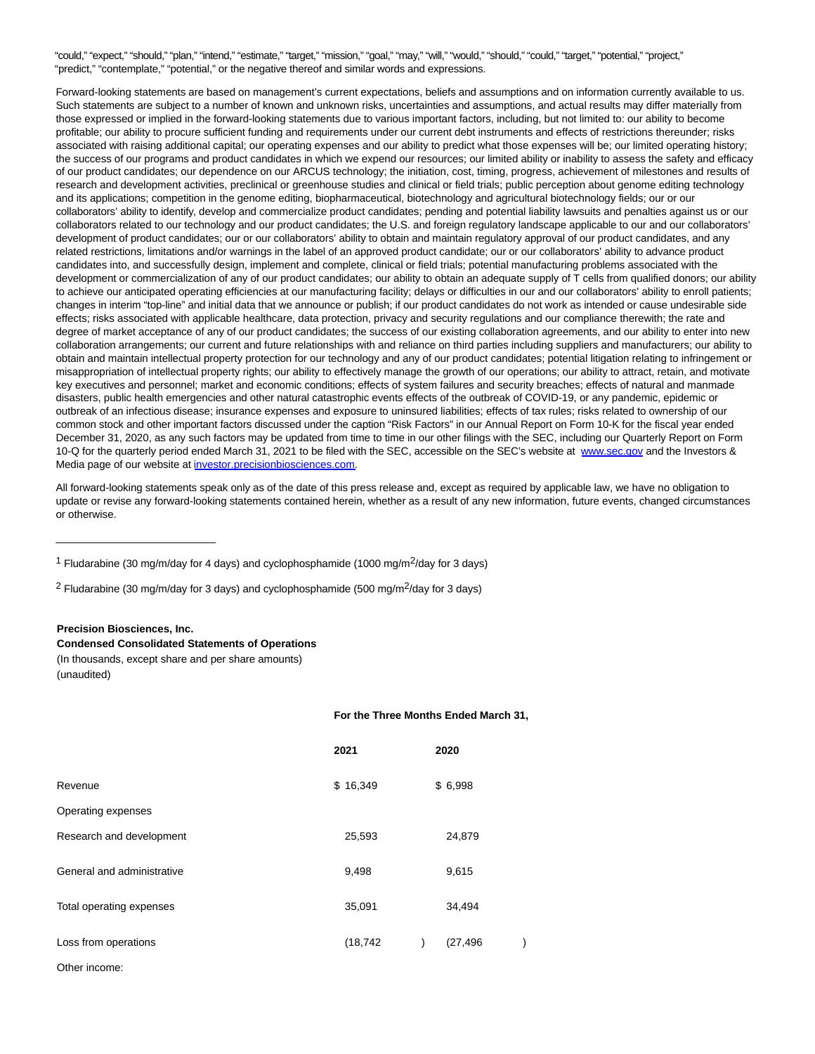"could," "expect," "should," "plan," "intend," "estimate," "target," "mission," "goal," "may," "will," "would," "should," "could," "target," "potential," "project," "predict," "contemplate," "potential," or the negative thereof and similar words and expressions.

Forward-looking statements are based on management's current expectations, beliefs and assumptions and on information currently available to us. Such statements are subject to a number of known and unknown risks, uncertainties and assumptions, and actual results may differ materially from those expressed or implied in the forward-looking statements due to various important factors, including, but not limited to: our ability to become profitable; our ability to procure sufficient funding and requirements under our current debt instruments and effects of restrictions thereunder; risks associated with raising additional capital; our operating expenses and our ability to predict what those expenses will be; our limited operating history; the success of our programs and product candidates in which we expend our resources; our limited ability or inability to assess the safety and efficacy of our product candidates; our dependence on our ARCUS technology; the initiation, cost, timing, progress, achievement of milestones and results of research and development activities, preclinical or greenhouse studies and clinical or field trials; public perception about genome editing technology and its applications; competition in the genome editing, biopharmaceutical, biotechnology and agricultural biotechnology fields; our or our collaborators' ability to identify, develop and commercialize product candidates; pending and potential liability lawsuits and penalties against us or our collaborators related to our technology and our product candidates; the U.S. and foreign regulatory landscape applicable to our and our collaborators' development of product candidates; our or our collaborators' ability to obtain and maintain regulatory approval of our product candidates, and any related restrictions, limitations and/or warnings in the label of an approved product candidate; our or our collaborators' ability to advance product candidates into, and successfully design, implement and complete, clinical or field trials; potential manufacturing problems associated with the development or commercialization of any of our product candidates; our ability to obtain an adequate supply of T cells from qualified donors; our ability to achieve our anticipated operating efficiencies at our manufacturing facility; delays or difficulties in our and our collaborators' ability to enroll patients; changes in interim "top-line" and initial data that we announce or publish; if our product candidates do not work as intended or cause undesirable side effects; risks associated with applicable healthcare, data protection, privacy and security regulations and our compliance therewith; the rate and degree of market acceptance of any of our product candidates; the success of our existing collaboration agreements, and our ability to enter into new collaboration arrangements; our current and future relationships with and reliance on third parties including suppliers and manufacturers; our ability to obtain and maintain intellectual property protection for our technology and any of our product candidates; potential litigation relating to infringement or misappropriation of intellectual property rights; our ability to effectively manage the growth of our operations; our ability to attract, retain, and motivate key executives and personnel; market and economic conditions; effects of system failures and security breaches; effects of natural and manmade disasters, public health emergencies and other natural catastrophic events effects of the outbreak of COVID-19, or any pandemic, epidemic or outbreak of an infectious disease; insurance expenses and exposure to uninsured liabilities; effects of tax rules; risks related to ownership of our common stock and other important factors discussed under the caption "Risk Factors" in our Annual Report on Form 10-K for the fiscal year ended December 31, 2020, as any such factors may be updated from time to time in our other filings with the SEC, including our Quarterly Report on Form 10-Q for the quarterly period ended March 31, 2021 to be filed with the SEC, accessible on the SEC's website at www.sec.gov and the Investors & Media page of our website at investor.precisionbiosciences.com.

All forward-looking statements speak only as of the date of this press release and, except as required by applicable law, we have no obligation to update or revise any forward-looking statements contained herein, whether as a result of any new information, future events, changed circumstances or otherwise.

---

[1] Fludarabine (30 mg/m/day for 4 days) and cyclophosphamide (1000 mg/$m^2$/day for 3 days)

[2] Fludarabine (30 mg/m/day for 3 days) and cyclophosphamide (500 mg/$m^2$/day for 3 days)

**Precision Biosciences, Inc.**
**Condensed Consolidated Statements of Operations**
(In thousands, except share and per share amounts)
(unaudited)

| | For the Three Months Ended March 31, | |
|---|---|---|
| | **2021** | **2020** |
| Revenue | $ 16,349 | $ 6,998 |
| Operating expenses | | |
| Research and development | 25,593 | 24,879 |
| General and administrative | 9,498 | 9,615 |
| Total operating expenses | 35,091 | 34,494 |
| Loss from operations | (18,742) | (27,496) |
| Other income: | | |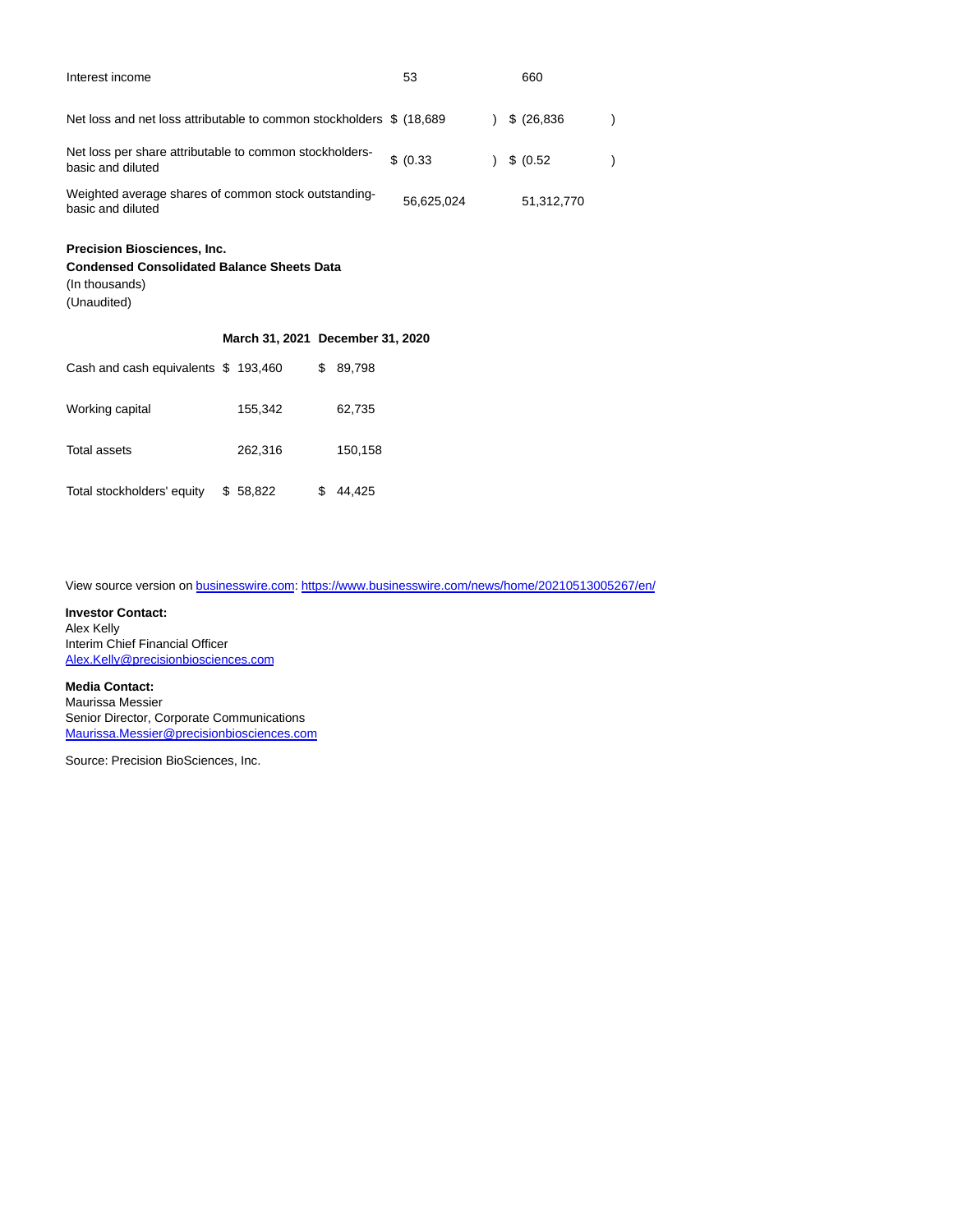| | | |
|---|---|---|
| Interest income | 53 | 660 |
| Net loss and net loss attributable to common stockholders | $ (18,689 ) | $ (26,836 ) |
| Net loss per share attributable to common stockholders-basic and diluted | $ (0.33 ) | $ (0.52 ) |
| Weighted average shares of common stock outstanding-basic and diluted | 56,625,024 | 51,312,770 |

**Precision Biosciences, Inc.**
**Condensed Consolidated Balance Sheets Data**
(In thousands)
(Unaudited)

| | March 31, 2021 | December 31, 2020 |
|---|---|---|
| Cash and cash equivalents | $ 193,460 | $ 89,798 |
| Working capital | 155,342 | 62,735 |
| Total assets | 262,316 | 150,158 |
| Total stockholders' equity | $ 58,822 | $ 44,425 |

View source version on businesswire.com: https://www.businesswire.com/news/home/20210513005267/en/

**Investor Contact:**
Alex Kelly
Interim Chief Financial Officer
Alex.Kelly@precisionbiosciences.com

**Media Contact:**
Maurissa Messier
Senior Director, Corporate Communications
Maurissa.Messier@precisionbiosciences.com

Source: Precision BioSciences, Inc.